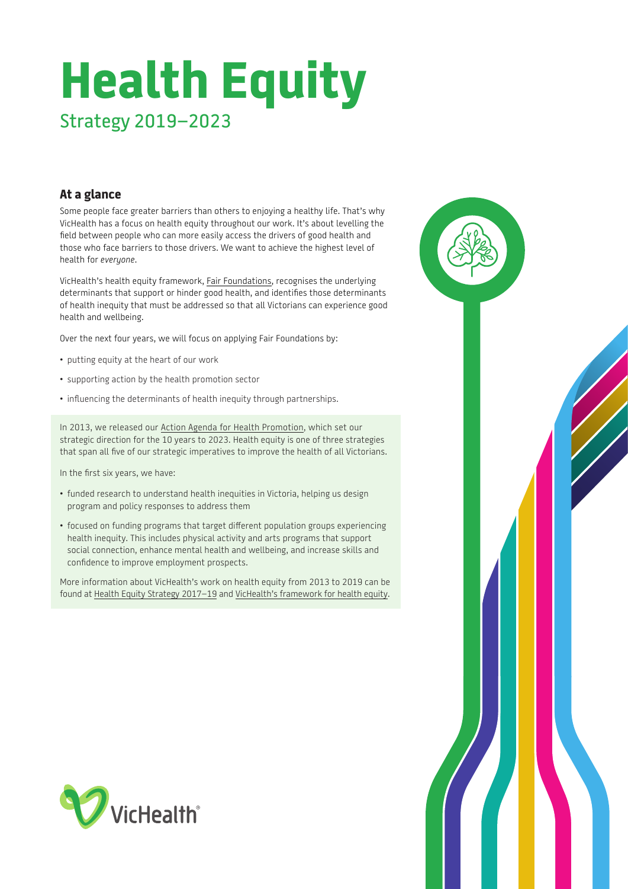# Health Equity

Strategy 2019–2023

## At a glance

Some people face greater barriers than others to enjoying a healthy life. That's why VicHealth has a focus on health equity throughout our work. It's about levelling the field between people who can more easily access the drivers of good health and those who face barriers to those drivers. We want to achieve the highest level of health for *everyone*.

VicHealth's health equity framework, Fair Foundations, recognises the underlying determinants that support or hinder good health, and identifies those determinants of health inequity that must be addressed so that all Victorians can experience good health and wellbeing.

Over the next four years, we will focus on applying Fair Foundations by:

- putting equity at the heart of our work
- supporting action by the health promotion sector
- influencing the determinants of health inequity through partnerships.

In 2013, we released our Action Agenda for Health Promotion, which set our strategic direction for the 10 years to 2023. Health equity is one of three strategies that span all five of our strategic imperatives to improve the health of all Victorians.

In the first six years, we have:

- funded research to understand health inequities in Victoria, helping us design program and policy responses to address them
- focused on funding programs that target different population groups experiencing health inequity. This includes physical activity and arts programs that support social connection, enhance mental health and wellbeing, and increase skills and confidence to improve employment prospects.

More information about VicHealth's work on health equity from 2013 to 2019 can be found at Health Equity Strategy 2017–19 and VicHealth's framework for health equity.

VicHealth®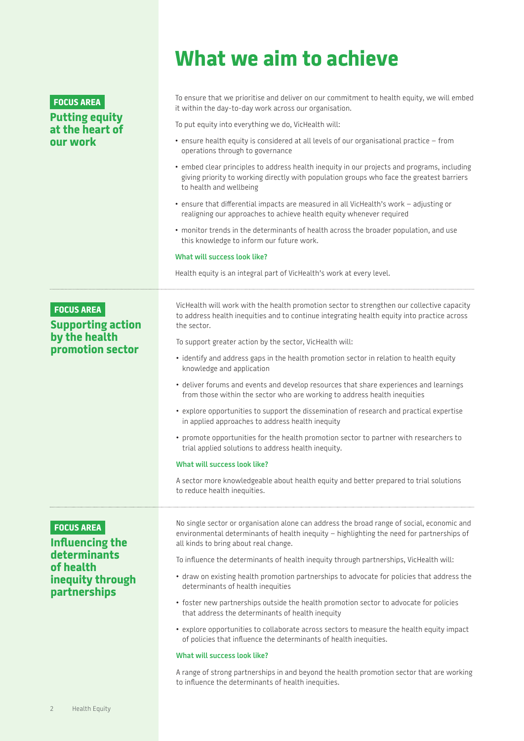# What we aim to achieve

## FOCUS AREA

### Putting equity at the heart of our work

To ensure that we prioritise and deliver on our commitment to health equity, we will embed it within the day-to-day work across our organisation.

To put equity into everything we do, VicHealth will:

- ensure health equity is considered at all levels of our organisational practice – from operations through to governance
- embed clear principles to address health inequity in our projects and programs, including giving priority to working directly with population groups who face the greatest barriers to health and wellbeing
- ensure that differential impacts are measured in all VicHealth's work – adjusting or realigning our approaches to achieve health equity whenever required
- monitor trends in the determinants of health across the broader population, and use this knowledge to inform our future work.

**What will success look like?**

Health equity is an integral part of VicHealth's work at every level.

## FOCUS AREA

### Supporting action by the health promotion sector

VicHealth will work with the health promotion sector to strengthen our collective capacity to address health inequities and to continue integrating health equity into practice across the sector.

To support greater action by the sector, VicHealth will:

- identify and address gaps in the health promotion sector in relation to health equity knowledge and application
- deliver forums and events and develop resources that share experiences and learnings from those within the sector who are working to address health inequities
- explore opportunities to support the dissemination of research and practical expertise in applied approaches to address health inequity
- promote opportunities for the health promotion sector to partner with researchers to trial applied solutions to address health inequity.

**What will success look like?**

A sector more knowledgeable about health equity and better prepared to trial solutions to reduce health inequities.

## FOCUS AREA

### Influencing the determinants of health inequity through partnerships

No single sector or organisation alone can address the broad range of social, economic and environmental determinants of health inequity – highlighting the need for partnerships of all kinds to bring about real change.

To influence the determinants of health inequity through partnerships, VicHealth will:

- draw on existing health promotion partnerships to advocate for policies that address the determinants of health inequities
- foster new partnerships outside the health promotion sector to advocate for policies that address the determinants of health inequity
- explore opportunities to collaborate across sectors to measure the health equity impact of policies that influence the determinants of health inequities.

**What will success look like?**

A range of strong partnerships in and beyond the health promotion sector that are working to influence the determinants of health inequities.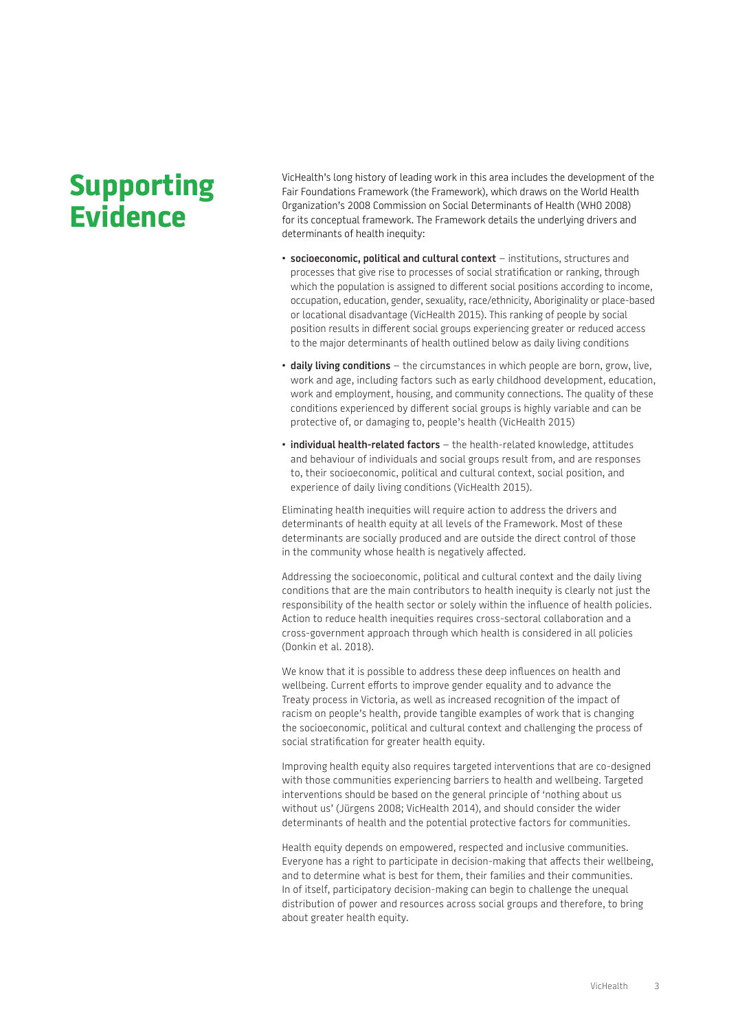# Supporting Evidence

VicHealth's long history of leading work in this area includes the development of the Fair Foundations Framework (the Framework), which draws on the World Health Organization's 2008 Commission on Social Determinants of Health (WHO 2008) for its conceptual framework. The Framework details the underlying drivers and determinants of health inequity:

- **socioeconomic, political and cultural context** – institutions, structures and processes that give rise to processes of social stratification or ranking, through which the population is assigned to different social positions according to income, occupation, education, gender, sexuality, race/ethnicity, Aboriginality or place-based or locational disadvantage (VicHealth 2015). This ranking of people by social position results in different social groups experiencing greater or reduced access to the major determinants of health outlined below as daily living conditions
- **daily living conditions** – the circumstances in which people are born, grow, live, work and age, including factors such as early childhood development, education, work and employment, housing, and community connections. The quality of these conditions experienced by different social groups is highly variable and can be protective of, or damaging to, people's health (VicHealth 2015)
- **individual health-related factors** – the health-related knowledge, attitudes and behaviour of individuals and social groups result from, and are responses to, their socioeconomic, political and cultural context, social position, and experience of daily living conditions (VicHealth 2015).

Eliminating health inequities will require action to address the drivers and determinants of health equity at all levels of the Framework. Most of these determinants are socially produced and are outside the direct control of those in the community whose health is negatively affected.

Addressing the socioeconomic, political and cultural context and the daily living conditions that are the main contributors to health inequity is clearly not just the responsibility of the health sector or solely within the influence of health policies. Action to reduce health inequities requires cross-sectoral collaboration and a cross-government approach through which health is considered in all policies (Donkin et al. 2018).

We know that it is possible to address these deep influences on health and wellbeing. Current efforts to improve gender equality and to advance the Treaty process in Victoria, as well as increased recognition of the impact of racism on people's health, provide tangible examples of work that is changing the socioeconomic, political and cultural context and challenging the process of social stratification for greater health equity.

Improving health equity also requires targeted interventions that are co-designed with those communities experiencing barriers to health and wellbeing. Targeted interventions should be based on the general principle of 'nothing about us without us' (Jürgens 2008; VicHealth 2014), and should consider the wider determinants of health and the potential protective factors for communities.

Health equity depends on empowered, respected and inclusive communities. Everyone has a right to participate in decision-making that affects their wellbeing, and to determine what is best for them, their families and their communities. In of itself, participatory decision-making can begin to challenge the unequal distribution of power and resources across social groups and therefore, to bring about greater health equity.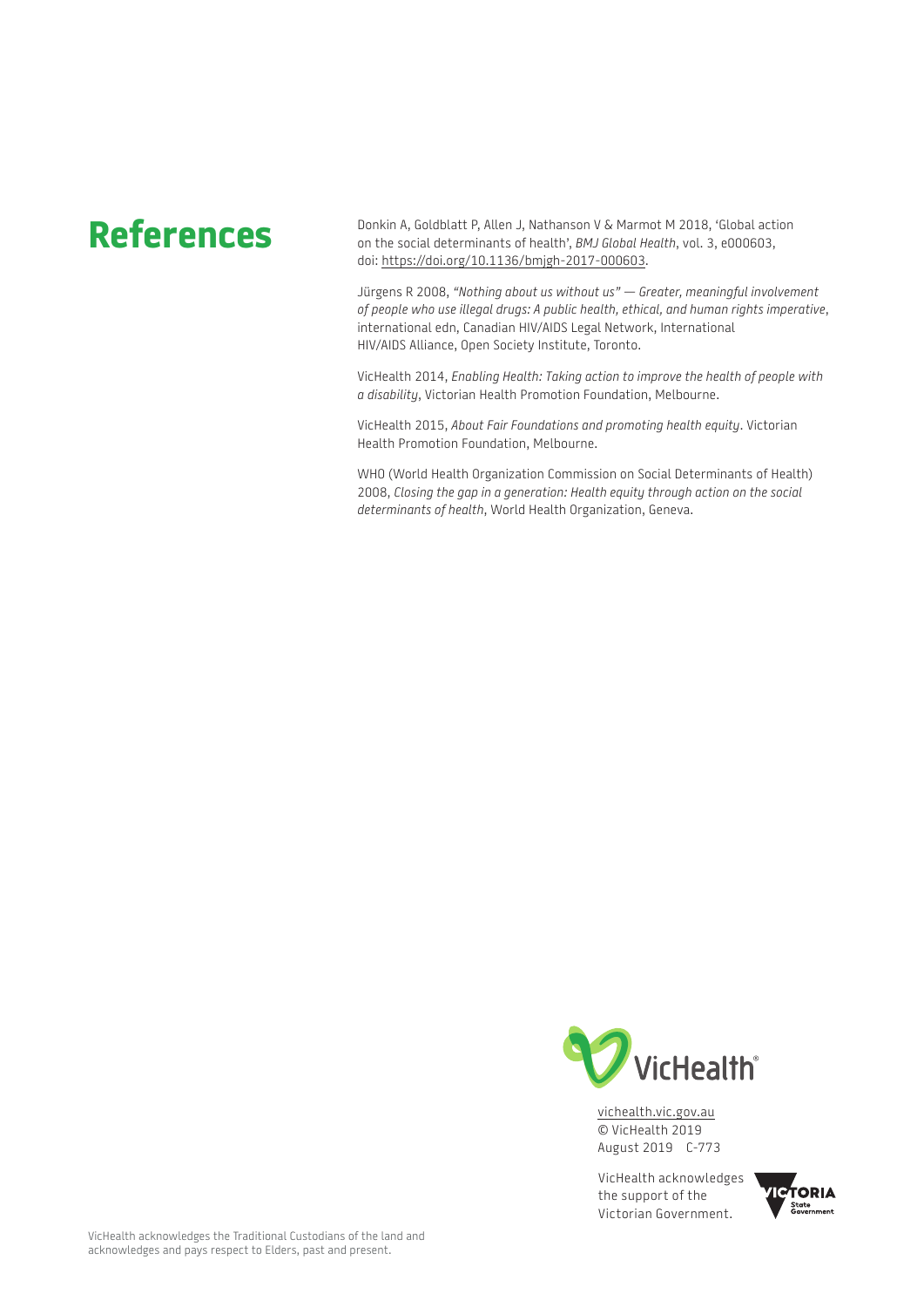# References

Donkin A, Goldblatt P, Allen J, Nathanson V & Marmot M 2018, 'Global action on the social determinants of health', *BMJ Global Health*, vol. 3, e000603, doi: https://doi.org/10.1136/bmjgh-2017-000603.

Jürgens R 2008, *"Nothing about us without us" — Greater, meaningful involvement of people who use illegal drugs: A public health, ethical, and human rights imperative*, international edn, Canadian HIV/AIDS Legal Network, International HIV/AIDS Alliance, Open Society Institute, Toronto.

VicHealth 2014, *Enabling Health: Taking action to improve the health of people with a disability*, Victorian Health Promotion Foundation, Melbourne.

VicHealth 2015, *About Fair Foundations and promoting health equity*. Victorian Health Promotion Foundation, Melbourne.

WHO (World Health Organization Commission on Social Determinants of Health) 2008, *Closing the gap in a generation: Health equity through action on the social determinants of health*, World Health Organization, Geneva.

VicHealth

vichealth.vic.gov.au
© VicHealth 2019
August 2019 C-773

VicHealth acknowledges the support of the Victorian Government.

VICTORIA State Government

VicHealth acknowledges the Traditional Custodians of the land and acknowledges and pays respect to Elders, past and present.